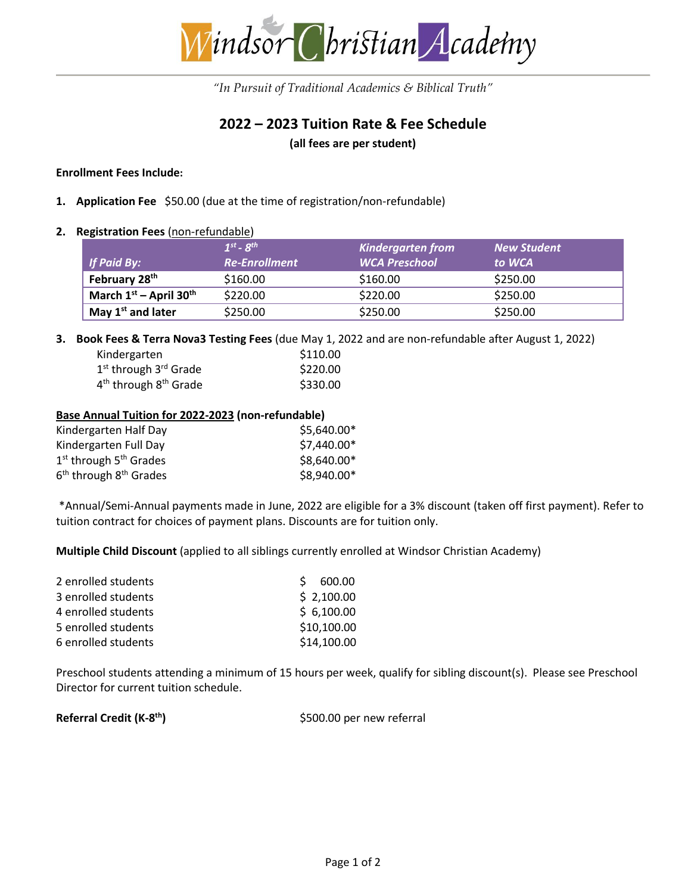# Windsor Christian Academy

*"In Pursuit of Traditional Academics & Biblical Truth"*

## 2022 – 2023 Tuition Rate & Fee Schedule

**(all fees are per student)**

**Enrollment Fees Include:**

1. **Application Fee** $50.00 (due at the time of registration/non-refundable)

2. **Registration Fees** (non-refundable)

| *If Paid By:* | *1st - 8th Re-Enrollment* | *Kindergarten from WCA Preschool* | *New Student to WCA* |
|---|---|---|---|
| **February 28th** | $160.00 | $160.00 | $250.00 |
| **March 1st – April 30th** | $220.00 | $220.00 | $250.00 |
| **May 1st and later** | $250.00 | $250.00 | $250.00 |

3. **Book Fees & Terra Nova3 Testing Fees** (due May 1, 2022 and are non-refundable after August 1, 2022)

| | |
|---|---|
| Kindergarten | $110.00 |
| 1st through 3rd Grade | $220.00 |
| 4th through 8th Grade | $330.00 |

**Base Annual Tuition for 2022-2023 (non-refundable)**

| | |
|---|---|
| Kindergarten Half Day | $5,640.00* |
| Kindergarten Full Day | $7,440.00* |
| 1st through 5th Grades | $8,640.00* |
| 6th through 8th Grades | $8,940.00* |

*Annual/Semi-Annual payments made in June, 2022 are eligible for a 3% discount (taken off first payment). Refer to tuition contract for choices of payment plans. Discounts are for tuition only.

**Multiple Child Discount** (applied to all siblings currently enrolled at Windsor Christian Academy)

| | |
|---|---|
| 2 enrolled students | $ 600.00 |
| 3 enrolled students | $ 2,100.00 |
| 4 enrolled students | $ 6,100.00 |
| 5 enrolled students | $10,100.00 |
| 6 enrolled students | $14,100.00 |

Preschool students attending a minimum of 15 hours per week, qualify for sibling discount(s). Please see Preschool Director for current tuition schedule.

**Referral Credit (K-8th)** $500.00 per new referral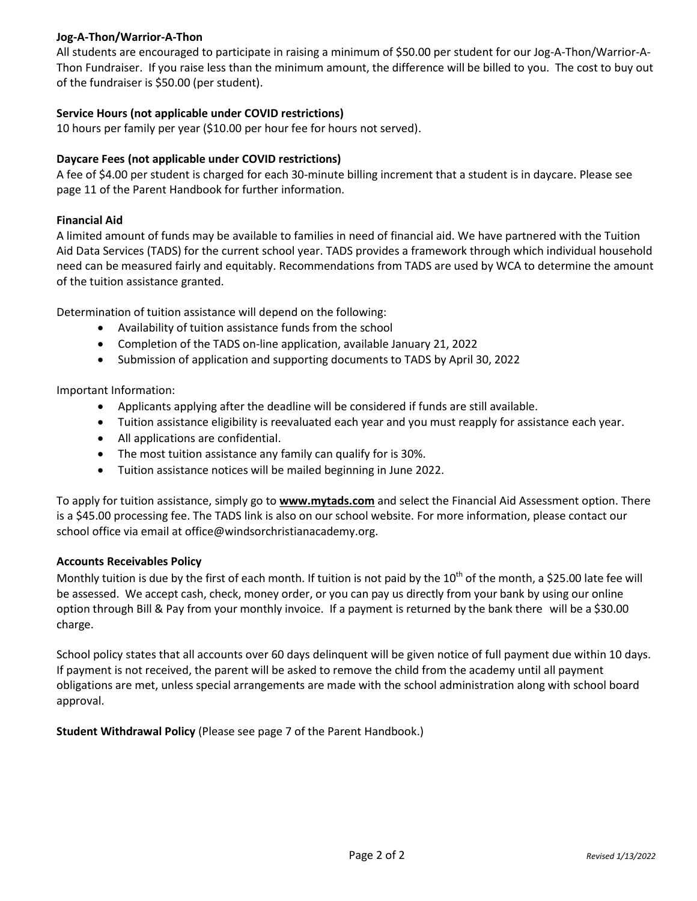**Jog-A-Thon/Warrior-A-Thon**

All students are encouraged to participate in raising a minimum of $50.00 per student for our Jog-A-Thon/Warrior-A-Thon Fundraiser. If you raise less than the minimum amount, the difference will be billed to you. The cost to buy out of the fundraiser is $50.00 (per student).

**Service Hours (not applicable under COVID restrictions)**

10 hours per family per year ($10.00 per hour fee for hours not served).

**Daycare Fees (not applicable under COVID restrictions)**

A fee of $4.00 per student is charged for each 30-minute billing increment that a student is in daycare. Please see page 11 of the Parent Handbook for further information.

**Financial Aid**

A limited amount of funds may be available to families in need of financial aid. We have partnered with the Tuition Aid Data Services (TADS) for the current school year. TADS provides a framework through which individual household need can be measured fairly and equitably. Recommendations from TADS are used by WCA to determine the amount of the tuition assistance granted.

Determination of tuition assistance will depend on the following:

- Availability of tuition assistance funds from the school
- Completion of the TADS on-line application, available January 21, 2022
- Submission of application and supporting documents to TADS by April 30, 2022

Important Information:

- Applicants applying after the deadline will be considered if funds are still available.
- Tuition assistance eligibility is reevaluated each year and you must reapply for assistance each year.
- All applications are confidential.
- The most tuition assistance any family can qualify for is 30%.
- Tuition assistance notices will be mailed beginning in June 2022.

To apply for tuition assistance, simply go to **www.mytads.com** and select the Financial Aid Assessment option. There is a $45.00 processing fee. The TADS link is also on our school website. For more information, please contact our school office via email at office@windsorchristianacademy.org.

**Accounts Receivables Policy**

Monthly tuition is due by the first of each month. If tuition is not paid by the 10th of the month, a $25.00 late fee will be assessed. We accept cash, check, money order, or you can pay us directly from your bank by using our online option through Bill & Pay from your monthly invoice. If a payment is returned by the bank there will be a $30.00 charge.

School policy states that all accounts over 60 days delinquent will be given notice of full payment due within 10 days. If payment is not received, the parent will be asked to remove the child from the academy until all payment obligations are met, unless special arrangements are made with the school administration along with school board approval.

**Student Withdrawal Policy** (Please see page 7 of the Parent Handbook.)

*Revised 1/13/2022*